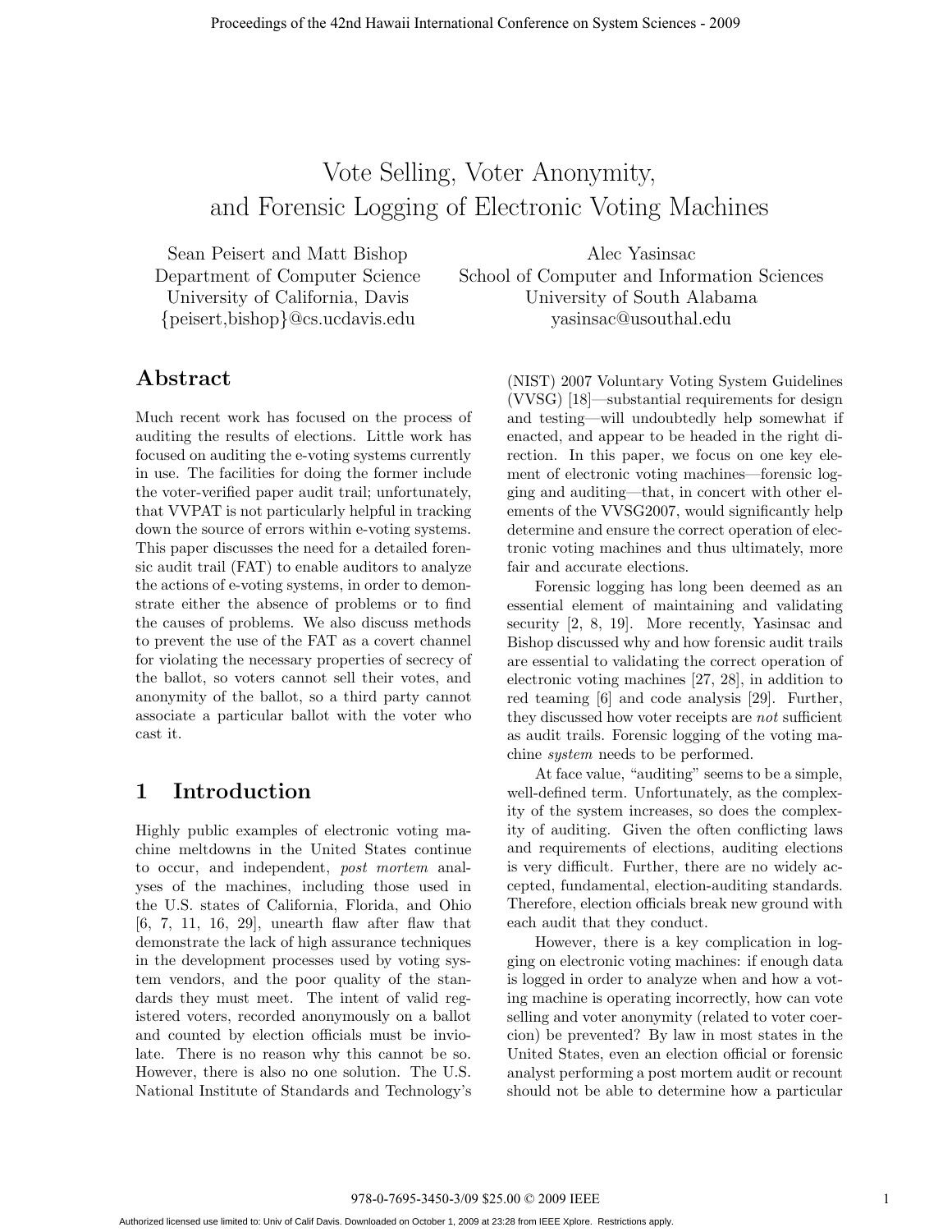# Vote Selling, Voter Anonymity, and Forensic Logging of Electronic Voting Machines

Sean Peisert and Matt Bishop
Department of Computer Science
University of California, Davis
{peisert,bishop}@cs.ucdavis.edu

Alec Yasinsac
School of Computer and Information Sciences
University of South Alabama
yasinsac@usouthal.edu

## Abstract

Much recent work has focused on the process of auditing the results of elections. Little work has focused on auditing the e-voting systems currently in use. The facilities for doing the former include the voter-verified paper audit trail; unfortunately, that VVPAT is not particularly helpful in tracking down the source of errors within e-voting systems. This paper discusses the need for a detailed forensic audit trail (FAT) to enable auditors to analyze the actions of e-voting systems, in order to demonstrate either the absence of problems or to find the causes of problems. We also discuss methods to prevent the use of the FAT as a covert channel for violating the necessary properties of secrecy of the ballot, so voters cannot sell their votes, and anonymity of the ballot, so a third party cannot associate a particular ballot with the voter who cast it.

## 1 Introduction

Highly public examples of electronic voting machine meltdowns in the United States continue to occur, and independent, *post mortem* analyses of the machines, including those used in the U.S. states of California, Florida, and Ohio [6, 7, 11, 16, 29], unearth flaw after flaw that demonstrate the lack of high assurance techniques in the development processes used by voting system vendors, and the poor quality of the standards they must meet. The intent of valid registered voters, recorded anonymously on a ballot and counted by election officials must be inviolate. There is no reason why this cannot be so. However, there is also no one solution. The U.S. National Institute of Standards and Technology's (NIST) 2007 Voluntary Voting System Guidelines (VVSG) [18]—substantial requirements for design and testing—will undoubtedly help somewhat if enacted, and appear to be headed in the right direction. In this paper, we focus on one key element of electronic voting machines—forensic logging and auditing—that, in concert with other elements of the VVSG2007, would significantly help determine and ensure the correct operation of electronic voting machines and thus ultimately, more fair and accurate elections.

Forensic logging has long been deemed as an essential element of maintaining and validating security [2, 8, 19]. More recently, Yasinsac and Bishop discussed why and how forensic audit trails are essential to validating the correct operation of electronic voting machines [27, 28], in addition to red teaming [6] and code analysis [29]. Further, they discussed how voter receipts are *not* sufficient as audit trails. Forensic logging of the voting machine *system* needs to be performed.

At face value, "auditing" seems to be a simple, well-defined term. Unfortunately, as the complexity of the system increases, so does the complexity of auditing. Given the often conflicting laws and requirements of elections, auditing elections is very difficult. Further, there are no widely accepted, fundamental, election-auditing standards. Therefore, election officials break new ground with each audit that they conduct.

However, there is a key complication in logging on electronic voting machines: if enough data is logged in order to analyze when and how a voting machine is operating incorrectly, how can vote selling and voter anonymity (related to voter coercion) be prevented? By law in most states in the United States, even an election official or forensic analyst performing a post mortem audit or recount should not be able to determine how a particular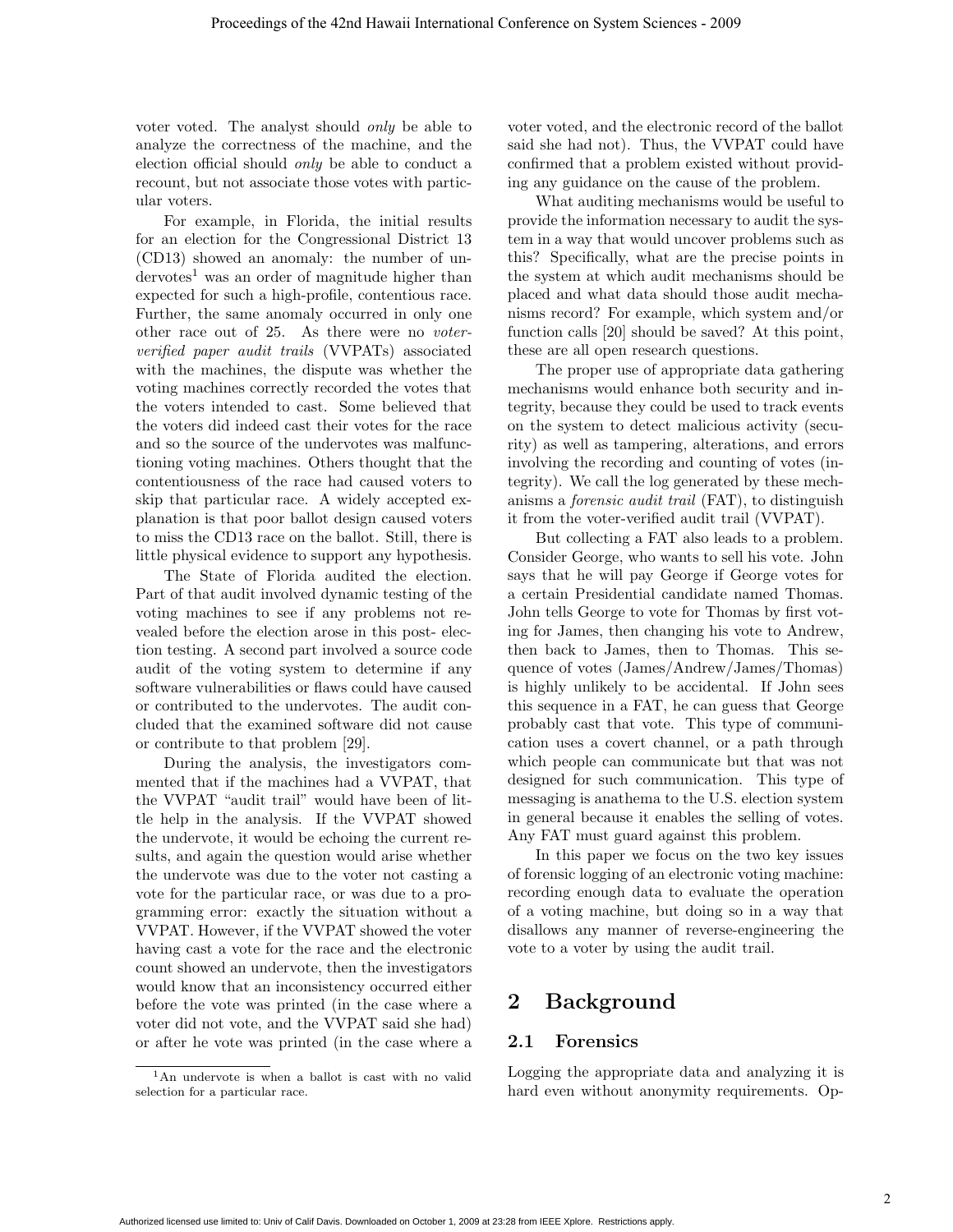voter voted. The analyst should *only* be able to analyze the correctness of the machine, and the election official should *only* be able to conduct a recount, but not associate those votes with particular voters.

For example, in Florida, the initial results for an election for the Congressional District 13 (CD13) showed an anomaly: the number of undervotes[1] was an order of magnitude higher than expected for such a high-profile, contentious race. Further, the same anomaly occurred in only one other race out of 25. As there were no *voter-verified paper audit trails* (VVPATs) associated with the machines, the dispute was whether the voting machines correctly recorded the votes that the voters intended to cast. Some believed that the voters did indeed cast their votes for the race and so the source of the undervotes was malfunctioning voting machines. Others thought that the contentiousness of the race had caused voters to skip that particular race. A widely accepted explanation is that poor ballot design caused voters to miss the CD13 race on the ballot. Still, there is little physical evidence to support any hypothesis.

The State of Florida audited the election. Part of that audit involved dynamic testing of the voting machines to see if any problems not revealed before the election arose in this post- election testing. A second part involved a source code audit of the voting system to determine if any software vulnerabilities or flaws could have caused or contributed to the undervotes. The audit concluded that the examined software did not cause or contribute to that problem [29].

During the analysis, the investigators commented that if the machines had a VVPAT, that the VVPAT "audit trail" would have been of little help in the analysis. If the VVPAT showed the undervote, it would be echoing the current results, and again the question would arise whether the undervote was due to the voter not casting a vote for the particular race, or was due to a programming error: exactly the situation without a VVPAT. However, if the VVPAT showed the voter having cast a vote for the race and the electronic count showed an undervote, then the investigators would know that an inconsistency occurred either before the vote was printed (in the case where a voter did not vote, and the VVPAT said she had) or after he vote was printed (in the case where a voter voted, and the electronic record of the ballot said she had not). Thus, the VVPAT could have confirmed that a problem existed without providing any guidance on the cause of the problem.

[1] An undervote is when a ballot is cast with no valid selection for a particular race.

What auditing mechanisms would be useful to provide the information necessary to audit the system in a way that would uncover problems such as this? Specifically, what are the precise points in the system at which audit mechanisms should be placed and what data should those audit mechanisms record? For example, which system and/or function calls [20] should be saved? At this point, these are all open research questions.

The proper use of appropriate data gathering mechanisms would enhance both security and integrity, because they could be used to track events on the system to detect malicious activity (security) as well as tampering, alterations, and errors involving the recording and counting of votes (integrity). We call the log generated by these mechanisms a *forensic audit trail* (FAT), to distinguish it from the voter-verified audit trail (VVPAT).

But collecting a FAT also leads to a problem. Consider George, who wants to sell his vote. John says that he will pay George if George votes for a certain Presidential candidate named Thomas. John tells George to vote for Thomas by first voting for James, then changing his vote to Andrew, then back to James, then to Thomas. This sequence of votes (James/Andrew/James/Thomas) is highly unlikely to be accidental. If John sees this sequence in a FAT, he can guess that George probably cast that vote. This type of communication uses a covert channel, or a path through which people can communicate but that was not designed for such communication. This type of messaging is anathema to the U.S. election system in general because it enables the selling of votes. Any FAT must guard against this problem.

In this paper we focus on the two key issues of forensic logging of an electronic voting machine: recording enough data to evaluate the operation of a voting machine, but doing so in a way that disallows any manner of reverse-engineering the vote to a voter by using the audit trail.

## 2 Background

### 2.1 Forensics

Logging the appropriate data and analyzing it is hard even without anonymity requirements. Op-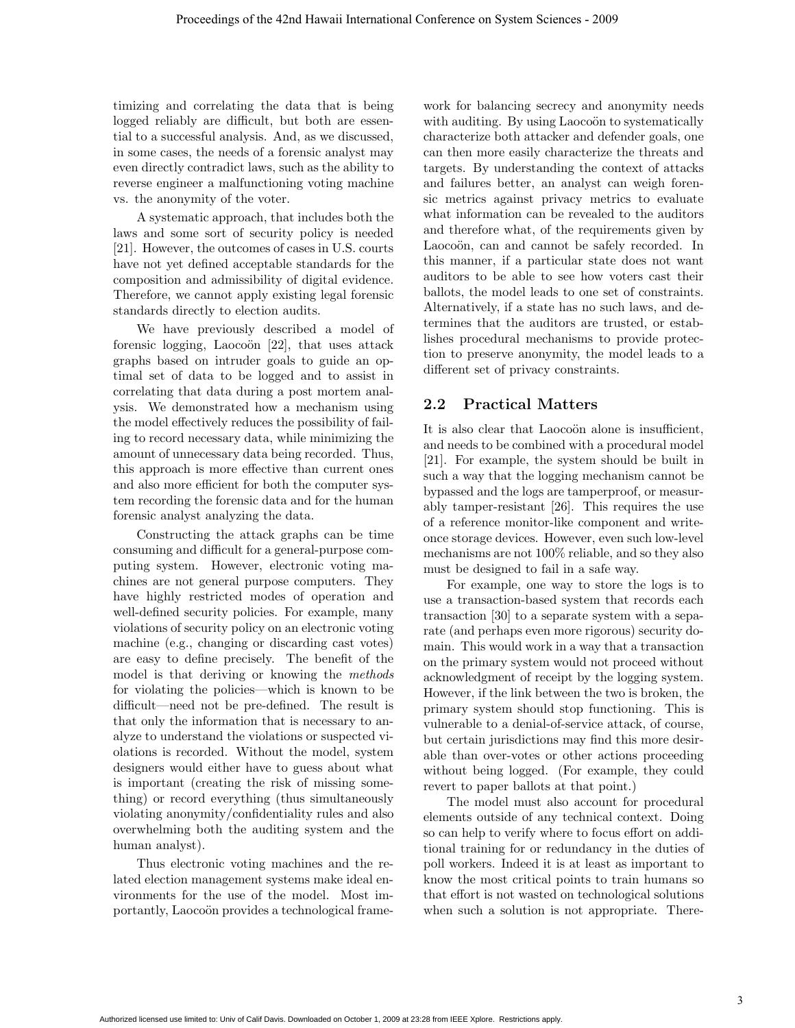timizing and correlating the data that is being logged reliably are difficult, but both are essential to a successful analysis. And, as we discussed, in some cases, the needs of a forensic analyst may even directly contradict laws, such as the ability to reverse engineer a malfunctioning voting machine vs. the anonymity of the voter.

A systematic approach, that includes both the laws and some sort of security policy is needed [21]. However, the outcomes of cases in U.S. courts have not yet defined acceptable standards for the composition and admissibility of digital evidence. Therefore, we cannot apply existing legal forensic standards directly to election audits.

We have previously described a model of forensic logging, Laocoön [22], that uses attack graphs based on intruder goals to guide an optimal set of data to be logged and to assist in correlating that data during a post mortem analysis. We demonstrated how a mechanism using the model effectively reduces the possibility of failing to record necessary data, while minimizing the amount of unnecessary data being recorded. Thus, this approach is more effective than current ones and also more efficient for both the computer system recording the forensic data and for the human forensic analyst analyzing the data.

Constructing the attack graphs can be time consuming and difficult for a general-purpose computing system. However, electronic voting machines are not general purpose computers. They have highly restricted modes of operation and well-defined security policies. For example, many violations of security policy on an electronic voting machine (e.g., changing or discarding cast votes) are easy to define precisely. The benefit of the model is that deriving or knowing the *methods* for violating the policies—which is known to be difficult—need not be pre-defined. The result is that only the information that is necessary to analyze to understand the violations or suspected violations is recorded. Without the model, system designers would either have to guess about what is important (creating the risk of missing something) or record everything (thus simultaneously violating anonymity/confidentiality rules and also overwhelming both the auditing system and the human analyst).

Thus electronic voting machines and the related election management systems make ideal environments for the use of the model. Most importantly, Laocoön provides a technological framework for balancing secrecy and anonymity needs with auditing. By using Laocoön to systematically characterize both attacker and defender goals, one can then more easily characterize the threats and targets. By understanding the context of attacks and failures better, an analyst can weigh forensic metrics against privacy metrics to evaluate what information can be revealed to the auditors and therefore what, of the requirements given by Laocoön, can and cannot be safely recorded. In this manner, if a particular state does not want auditors to be able to see how voters cast their ballots, the model leads to one set of constraints. Alternatively, if a state has no such laws, and determines that the auditors are trusted, or establishes procedural mechanisms to provide protection to preserve anonymity, the model leads to a different set of privacy constraints.

## 2.2 Practical Matters

It is also clear that Laocoön alone is insufficient, and needs to be combined with a procedural model [21]. For example, the system should be built in such a way that the logging mechanism cannot be bypassed and the logs are tamperproof, or measurably tamper-resistant [26]. This requires the use of a reference monitor-like component and write-once storage devices. However, even such low-level mechanisms are not 100% reliable, and so they also must be designed to fail in a safe way.

For example, one way to store the logs is to use a transaction-based system that records each transaction [30] to a separate system with a separate (and perhaps even more rigorous) security domain. This would work in a way that a transaction on the primary system would not proceed without acknowledgment of receipt by the logging system. However, if the link between the two is broken, the primary system should stop functioning. This is vulnerable to a denial-of-service attack, of course, but certain jurisdictions may find this more desirable than over-votes or other actions proceeding without being logged. (For example, they could revert to paper ballots at that point.)

The model must also account for procedural elements outside of any technical context. Doing so can help to verify where to focus effort on additional training for or redundancy in the duties of poll workers. Indeed it is at least as important to know the most critical points to train humans so that effort is not wasted on technological solutions when such a solution is not appropriate. There-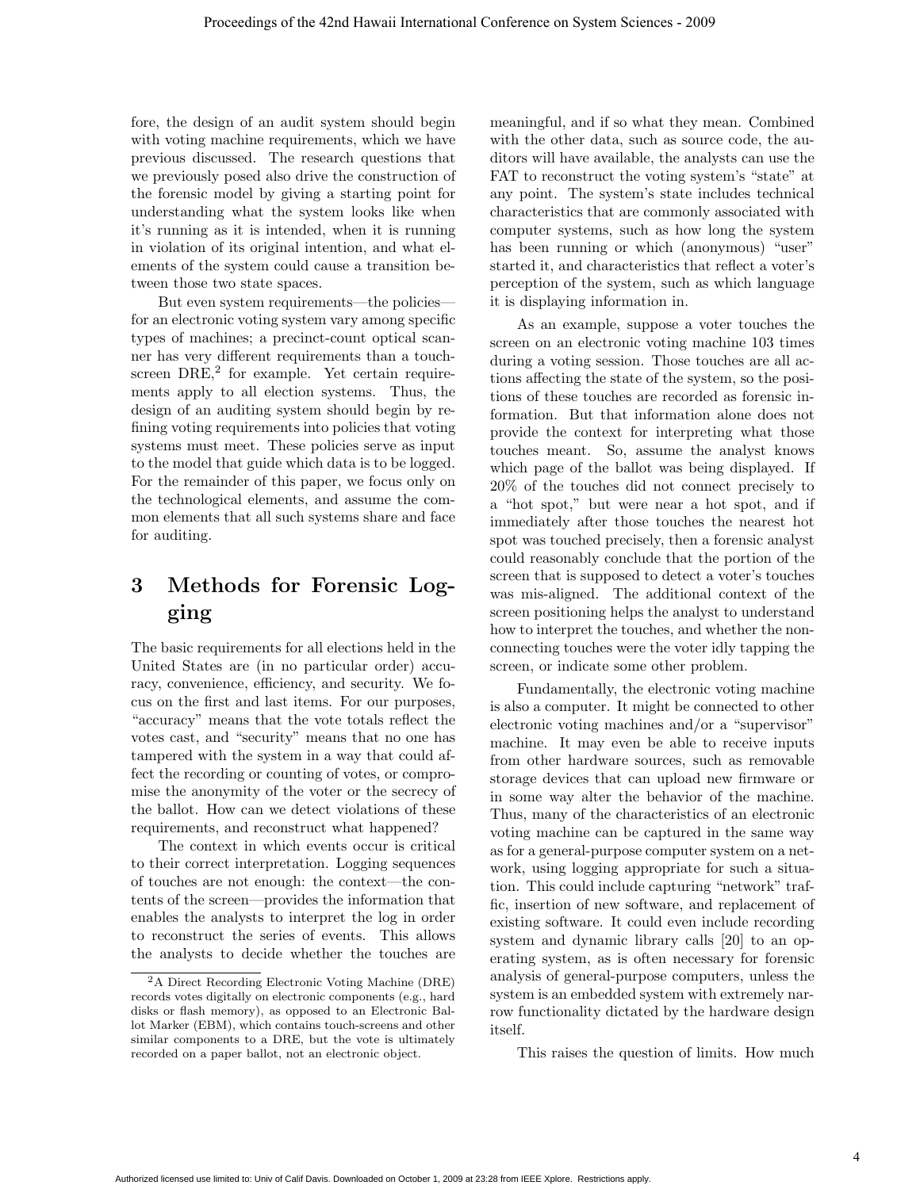fore, the design of an audit system should begin with voting machine requirements, which we have previous discussed. The research questions that we previously posed also drive the construction of the forensic model by giving a starting point for understanding what the system looks like when it's running as it is intended, when it is running in violation of its original intention, and what elements of the system could cause a transition between those two state spaces.

But even system requirements—the policies—for an electronic voting system vary among specific types of machines; a precinct-count optical scanner has very different requirements than a touch-screen DRE,[2] for example. Yet certain requirements apply to all election systems. Thus, the design of an auditing system should begin by refining voting requirements into policies that voting systems must meet. These policies serve as input to the model that guide which data is to be logged. For the remainder of this paper, we focus only on the technological elements, and assume the common elements that all such systems share and face for auditing.

# 3 Methods for Forensic Logging

The basic requirements for all elections held in the United States are (in no particular order) accuracy, convenience, efficiency, and security. We focus on the first and last items. For our purposes, "accuracy" means that the vote totals reflect the votes cast, and "security" means that no one has tampered with the system in a way that could affect the recording or counting of votes, or compromise the anonymity of the voter or the secrecy of the ballot. How can we detect violations of these requirements, and reconstruct what happened?

The context in which events occur is critical to their correct interpretation. Logging sequences of touches are not enough: the context—the contents of the screen—provides the information that enables the analysts to interpret the log in order to reconstruct the series of events. This allows the analysts to decide whether the touches are meaningful, and if so what they mean. Combined with the other data, such as source code, the auditors will have available, the analysts can use the FAT to reconstruct the voting system's "state" at any point. The system's state includes technical characteristics that are commonly associated with computer systems, such as how long the system has been running or which (anonymous) "user" started it, and characteristics that reflect a voter's perception of the system, such as which language it is displaying information in.

As an example, suppose a voter touches the screen on an electronic voting machine 103 times during a voting session. Those touches are all actions affecting the state of the system, so the positions of these touches are recorded as forensic information. But that information alone does not provide the context for interpreting what those touches meant. So, assume the analyst knows which page of the ballot was being displayed. If 20% of the touches did not connect precisely to a "hot spot," but were near a hot spot, and if immediately after those touches the nearest hot spot was touched precisely, then a forensic analyst could reasonably conclude that the portion of the screen that is supposed to detect a voter's touches was mis-aligned. The additional context of the screen positioning helps the analyst to understand how to interpret the touches, and whether the non-connecting touches were the voter idly tapping the screen, or indicate some other problem.

Fundamentally, the electronic voting machine is also a computer. It might be connected to other electronic voting machines and/or a "supervisor" machine. It may even be able to receive inputs from other hardware sources, such as removable storage devices that can upload new firmware or in some way alter the behavior of the machine. Thus, many of the characteristics of an electronic voting machine can be captured in the same way as for a general-purpose computer system on a network, using logging appropriate for such a situation. This could include capturing "network" traffic, insertion of new software, and replacement of existing software. It could even include recording system and dynamic library calls [20] to an operating system, as is often necessary for forensic analysis of general-purpose computers, unless the system is an embedded system with extremely narrow functionality dictated by the hardware design itself.

This raises the question of limits. How much

[2] A Direct Recording Electronic Voting Machine (DRE) records votes digitally on electronic components (e.g., hard disks or flash memory), as opposed to an Electronic Ballot Marker (EBM), which contains touch-screens and other similar components to a DRE, but the vote is ultimately recorded on a paper ballot, not an electronic object.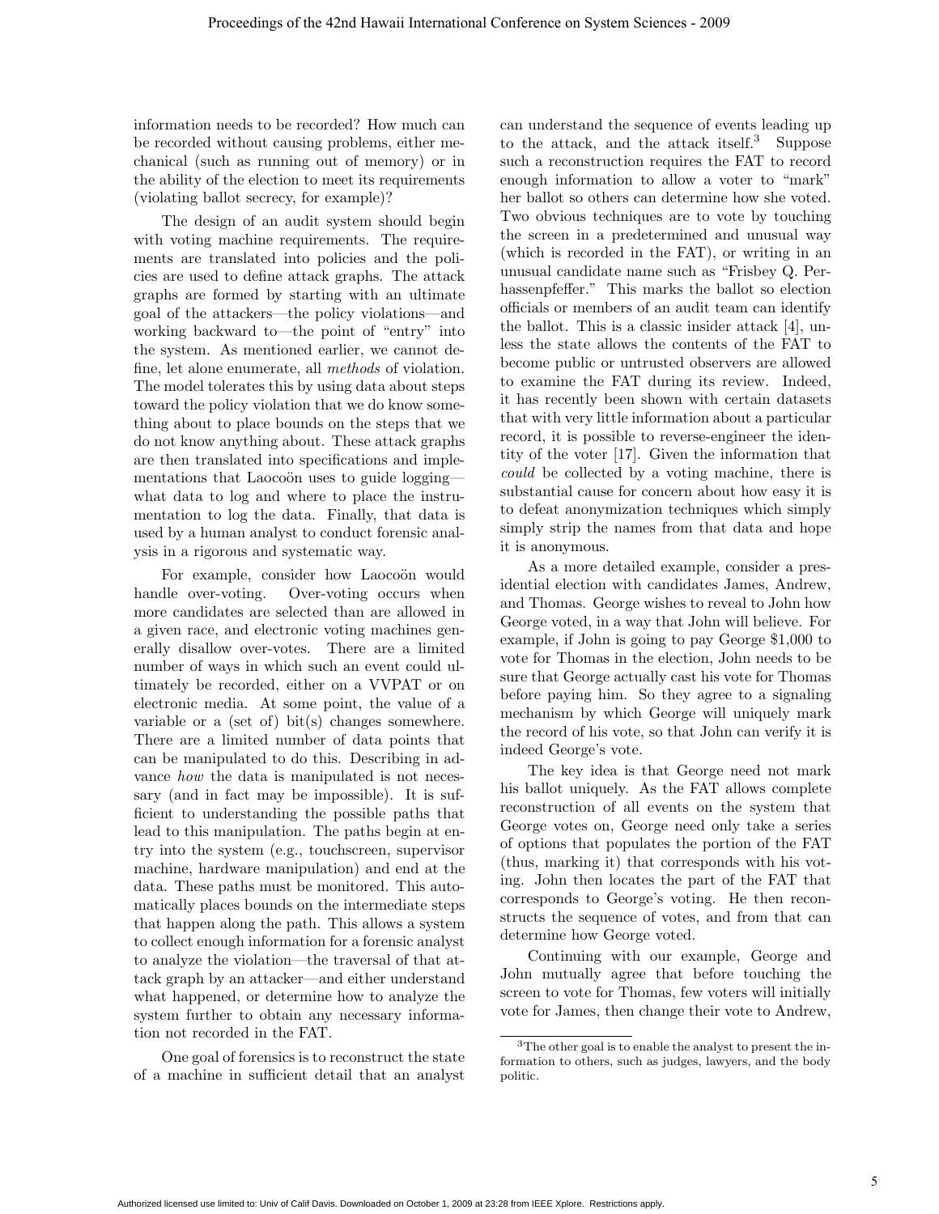information needs to be recorded? How much can be recorded without causing problems, either mechanical (such as running out of memory) or in the ability of the election to meet its requirements (violating ballot secrecy, for example)?

The design of an audit system should begin with voting machine requirements. The requirements are translated into policies and the policies are used to define attack graphs. The attack graphs are formed by starting with an ultimate goal of the attackers—the policy violations—and working backward to—the point of "entry" into the system. As mentioned earlier, we cannot define, let alone enumerate, all *methods* of violation. The model tolerates this by using data about steps toward the policy violation that we do know something about to place bounds on the steps that we do not know anything about. These attack graphs are then translated into specifications and implementations that Laocoön uses to guide logging—what data to log and where to place the instrumentation to log the data. Finally, that data is used by a human analyst to conduct forensic analysis in a rigorous and systematic way.

For example, consider how Laocoön would handle over-voting. Over-voting occurs when more candidates are selected than are allowed in a given race, and electronic voting machines generally disallow over-votes. There are a limited number of ways in which such an event could ultimately be recorded, either on a VVPAT or on electronic media. At some point, the value of a variable or a (set of) bit(s) changes somewhere. There are a limited number of data points that can be manipulated to do this. Describing in advance *how* the data is manipulated is not necessary (and in fact may be impossible). It is sufficient to understanding the possible paths that lead to this manipulation. The paths begin at entry into the system (e.g., touchscreen, supervisor machine, hardware manipulation) and end at the data. These paths must be monitored. This automatically places bounds on the intermediate steps that happen along the path. This allows a system to collect enough information for a forensic analyst to analyze the violation—the traversal of that attack graph by an attacker—and either understand what happened, or determine how to analyze the system further to obtain any necessary information not recorded in the FAT.

One goal of forensics is to reconstruct the state of a machine in sufficient detail that an analyst can understand the sequence of events leading up to the attack, and the attack itself.[3] Suppose such a reconstruction requires the FAT to record enough information to allow a voter to "mark" her ballot so others can determine how she voted. Two obvious techniques are to vote by touching the screen in a predetermined and unusual way (which is recorded in the FAT), or writing in an unusual candidate name such as "Frisbey Q. Perhassenpfeffer." This marks the ballot so election officials or members of an audit team can identify the ballot. This is a classic insider attack [4], unless the state allows the contents of the FAT to become public or untrusted observers are allowed to examine the FAT during its review. Indeed, it has recently been shown with certain datasets that with very little information about a particular record, it is possible to reverse-engineer the identity of the voter [17]. Given the information that *could* be collected by a voting machine, there is substantial cause for concern about how easy it is to defeat anonymization techniques which simply simply strip the names from that data and hope it is anonymous.

As a more detailed example, consider a presidential election with candidates James, Andrew, and Thomas. George wishes to reveal to John how George voted, in a way that John will believe. For example, if John is going to pay George \$1,000 to vote for Thomas in the election, John needs to be sure that George actually cast his vote for Thomas before paying him. So they agree to a signaling mechanism by which George will uniquely mark the record of his vote, so that John can verify it is indeed George's vote.

The key idea is that George need not mark his ballot uniquely. As the FAT allows complete reconstruction of all events on the system that George votes on, George need only take a series of options that populates the portion of the FAT (thus, marking it) that corresponds with his voting. John then locates the part of the FAT that corresponds to George's voting. He then reconstructs the sequence of votes, and from that can determine how George voted.

Continuing with our example, George and John mutually agree that before touching the screen to vote for Thomas, few voters will initially vote for James, then change their vote to Andrew,

[3] The other goal is to enable the analyst to present the information to others, such as judges, lawyers, and the body politic.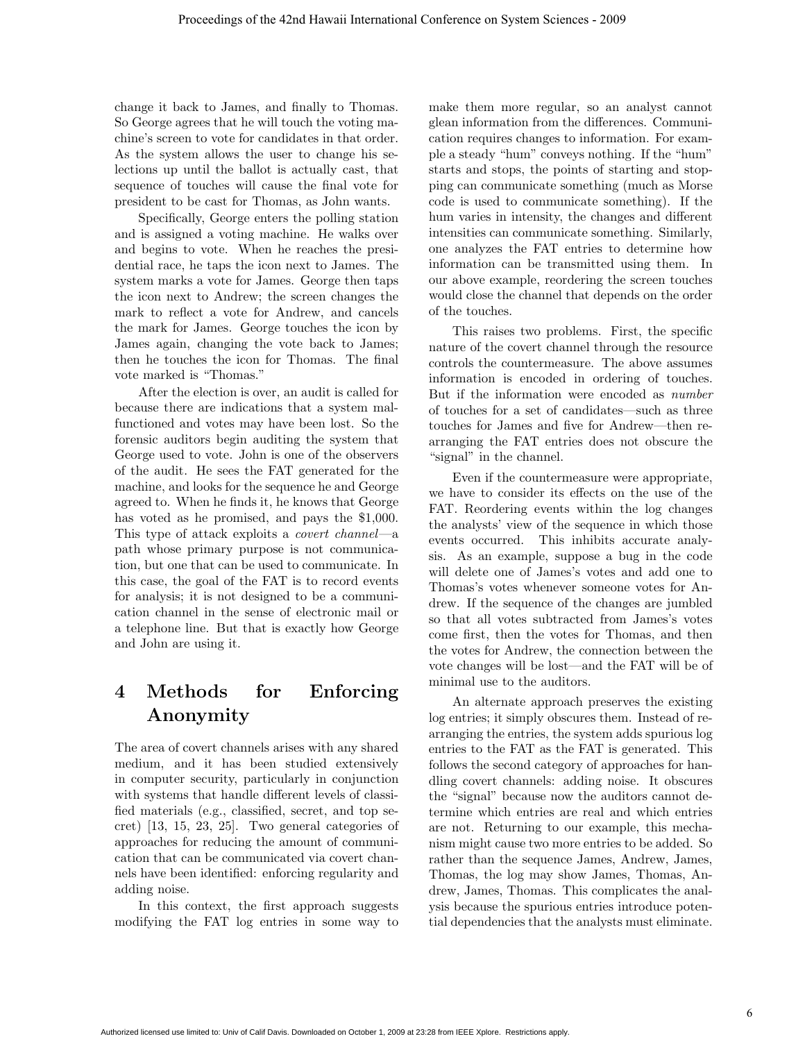change it back to James, and finally to Thomas. So George agrees that he will touch the voting machine's screen to vote for candidates in that order. As the system allows the user to change his selections up until the ballot is actually cast, that sequence of touches will cause the final vote for president to be cast for Thomas, as John wants.

Specifically, George enters the polling station and is assigned a voting machine. He walks over and begins to vote. When he reaches the presidential race, he taps the icon next to James. The system marks a vote for James. George then taps the icon next to Andrew; the screen changes the mark to reflect a vote for Andrew, and cancels the mark for James. George touches the icon by James again, changing the vote back to James; then he touches the icon for Thomas. The final vote marked is "Thomas."

After the election is over, an audit is called for because there are indications that a system malfunctioned and votes may have been lost. So the forensic auditors begin auditing the system that George used to vote. John is one of the observers of the audit. He sees the FAT generated for the machine, and looks for the sequence he and George agreed to. When he finds it, he knows that George has voted as he promised, and pays the $1,000. This type of attack exploits a *covert channel*—a path whose primary purpose is not communication, but one that can be used to communicate. In this case, the goal of the FAT is to record events for analysis; it is not designed to be a communication channel in the sense of electronic mail or a telephone line. But that is exactly how George and John are using it.

# 4 Methods for Enforcing Anonymity

The area of covert channels arises with any shared medium, and it has been studied extensively in computer security, particularly in conjunction with systems that handle different levels of classified materials (e.g., classified, secret, and top secret) [13, 15, 23, 25]. Two general categories of approaches for reducing the amount of communication that can be communicated via covert channels have been identified: enforcing regularity and adding noise.

In this context, the first approach suggests modifying the FAT log entries in some way to make them more regular, so an analyst cannot glean information from the differences. Communication requires changes to information. For example a steady "hum" conveys nothing. If the "hum" starts and stops, the points of starting and stopping can communicate something (much as Morse code is used to communicate something). If the hum varies in intensity, the changes and different intensities can communicate something. Similarly, one analyzes the FAT entries to determine how information can be transmitted using them. In our above example, reordering the screen touches would close the channel that depends on the order of the touches.

This raises two problems. First, the specific nature of the covert channel through the resource controls the countermeasure. The above assumes information is encoded in ordering of touches. But if the information were encoded as *number* of touches for a set of candidates—such as three touches for James and five for Andrew—then rearranging the FAT entries does not obscure the "signal" in the channel.

Even if the countermeasure were appropriate, we have to consider its effects on the use of the FAT. Reordering events within the log changes the analysts' view of the sequence in which those events occurred. This inhibits accurate analysis. As an example, suppose a bug in the code will delete one of James's votes and add one to Thomas's votes whenever someone votes for Andrew. If the sequence of the changes are jumbled so that all votes subtracted from James's votes come first, then the votes for Thomas, and then the votes for Andrew, the connection between the vote changes will be lost—and the FAT will be of minimal use to the auditors.

An alternate approach preserves the existing log entries; it simply obscures them. Instead of rearranging the entries, the system adds spurious log entries to the FAT as the FAT is generated. This follows the second category of approaches for handling covert channels: adding noise. It obscures the "signal" because now the auditors cannot determine which entries are real and which entries are not. Returning to our example, this mechanism might cause two more entries to be added. So rather than the sequence James, Andrew, James, Thomas, the log may show James, Thomas, Andrew, James, Thomas. This complicates the analysis because the spurious entries introduce potential dependencies that the analysts must eliminate.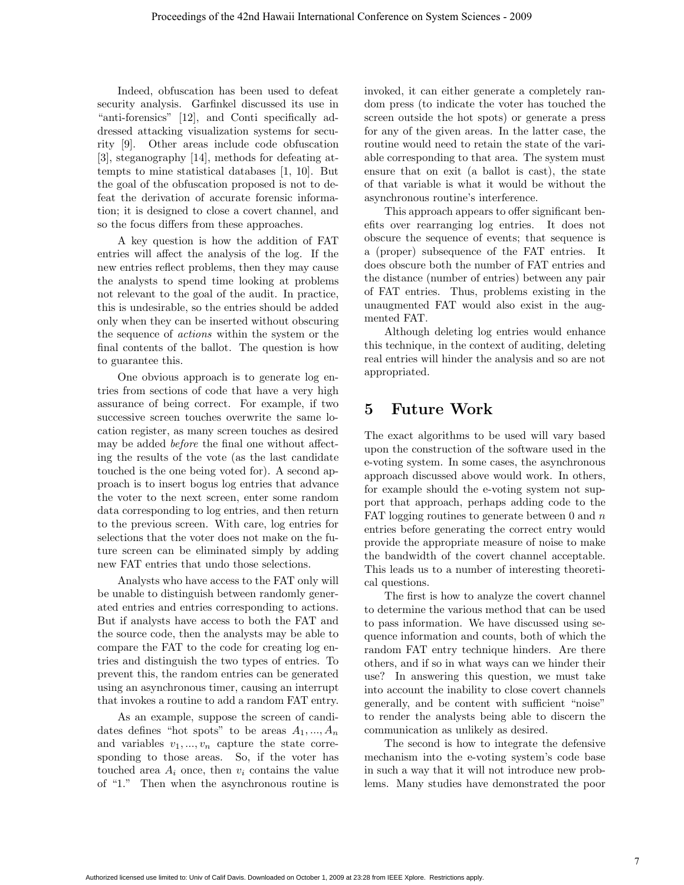Indeed, obfuscation has been used to defeat security analysis. Garfinkel discussed its use in "anti-forensics" [12], and Conti specifically addressed attacking visualization systems for security [9]. Other areas include code obfuscation [3], steganography [14], methods for defeating attempts to mine statistical databases [1, 10]. But the goal of the obfuscation proposed is not to defeat the derivation of accurate forensic information; it is designed to close a covert channel, and so the focus differs from these approaches.

A key question is how the addition of FAT entries will affect the analysis of the log. If the new entries reflect problems, then they may cause the analysts to spend time looking at problems not relevant to the goal of the audit. In practice, this is undesirable, so the entries should be added only when they can be inserted without obscuring the sequence of *actions* within the system or the final contents of the ballot. The question is how to guarantee this.

One obvious approach is to generate log entries from sections of code that have a very high assurance of being correct. For example, if two successive screen touches overwrite the same location register, as many screen touches as desired may be added *before* the final one without affecting the results of the vote (as the last candidate touched is the one being voted for). A second approach is to insert bogus log entries that advance the voter to the next screen, enter some random data corresponding to log entries, and then return to the previous screen. With care, log entries for selections that the voter does not make on the future screen can be eliminated simply by adding new FAT entries that undo those selections.

Analysts who have access to the FAT only will be unable to distinguish between randomly generated entries and entries corresponding to actions. But if analysts have access to both the FAT and the source code, then the analysts may be able to compare the FAT to the code for creating log entries and distinguish the two types of entries. To prevent this, the random entries can be generated using an asynchronous timer, causing an interrupt that invokes a routine to add a random FAT entry.

As an example, suppose the screen of candidates defines "hot spots" to be areas $A_1, ..., A_n$ and variables $v_1, ..., v_n$ capture the state corresponding to those areas. So, if the voter has touched area $A_i$ once, then $v_i$ contains the value of "1." Then when the asynchronous routine is invoked, it can either generate a completely random press (to indicate the voter has touched the screen outside the hot spots) or generate a press for any of the given areas. In the latter case, the routine would need to retain the state of the variable corresponding to that area. The system must ensure that on exit (a ballot is cast), the state of that variable is what it would be without the asynchronous routine's interference.

This approach appears to offer significant benefits over rearranging log entries. It does not obscure the sequence of events; that sequence is a (proper) subsequence of the FAT entries. It does obscure both the number of FAT entries and the distance (number of entries) between any pair of FAT entries. Thus, problems existing in the unaugmented FAT would also exist in the augmented FAT.

Although deleting log entries would enhance this technique, in the context of auditing, deleting real entries will hinder the analysis and so are not appropriated.

# 5 Future Work

The exact algorithms to be used will vary based upon the construction of the software used in the e-voting system. In some cases, the asynchronous approach discussed above would work. In others, for example should the e-voting system not support that approach, perhaps adding code to the FAT logging routines to generate between 0 and $n$ entries before generating the correct entry would provide the appropriate measure of noise to make the bandwidth of the covert channel acceptable. This leads us to a number of interesting theoretical questions.

The first is how to analyze the covert channel to determine the various method that can be used to pass information. We have discussed using sequence information and counts, both of which the random FAT entry technique hinders. Are there others, and if so in what ways can we hinder their use? In answering this question, we must take into account the inability to close covert channels generally, and be content with sufficient "noise" to render the analysts being able to discern the communication as unlikely as desired.

The second is how to integrate the defensive mechanism into the e-voting system's code base in such a way that it will not introduce new problems. Many studies have demonstrated the poor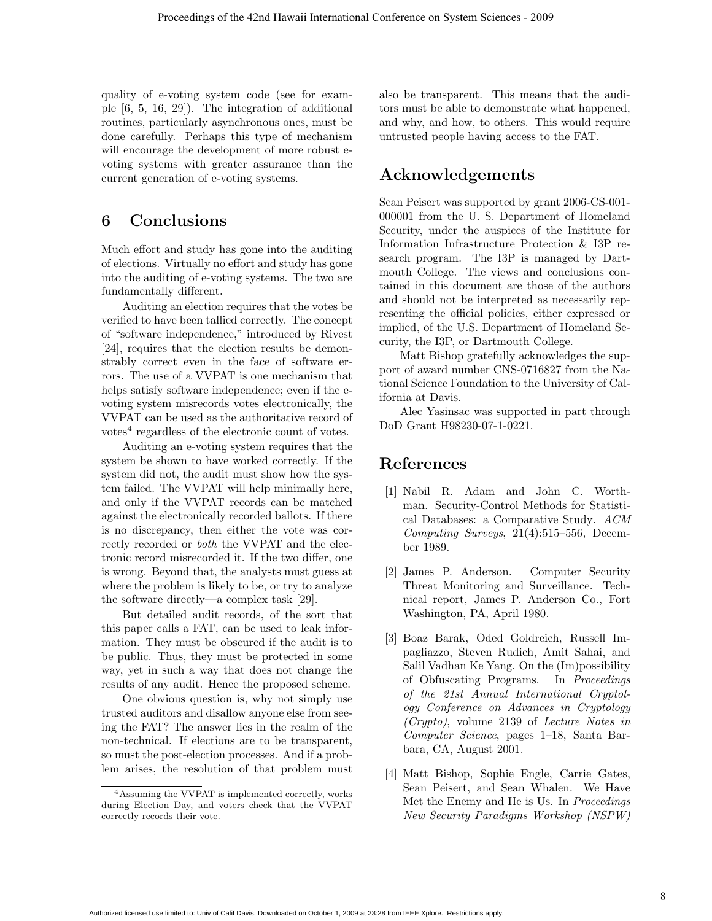quality of e-voting system code (see for example [6, 5, 16, 29]). The integration of additional routines, particularly asynchronous ones, must be done carefully. Perhaps this type of mechanism will encourage the development of more robust e-voting systems with greater assurance than the current generation of e-voting systems.

## 6 Conclusions

Much effort and study has gone into the auditing of elections. Virtually no effort and study has gone into the auditing of e-voting systems. The two are fundamentally different.

Auditing an election requires that the votes be verified to have been tallied correctly. The concept of "software independence," introduced by Rivest [24], requires that the election results be demonstrably correct even in the face of software errors. The use of a VVPAT is one mechanism that helps satisfy software independence; even if the e-voting system misrecords votes electronically, the VVPAT can be used as the authoritative record of votes[4] regardless of the electronic count of votes.

Auditing an e-voting system requires that the system be shown to have worked correctly. If the system did not, the audit must show how the system failed. The VVPAT will help minimally here, and only if the VVPAT records can be matched against the electronically recorded ballots. If there is no discrepancy, then either the vote was correctly recorded or *both* the VVPAT and the electronic record misrecorded it. If the two differ, one is wrong. Beyond that, the analysts must guess at where the problem is likely to be, or try to analyze the software directly—a complex task [29].

But detailed audit records, of the sort that this paper calls a FAT, can be used to leak information. They must be obscured if the audit is to be public. Thus, they must be protected in some way, yet in such a way that does not change the results of any audit. Hence the proposed scheme.

One obvious question is, why not simply use trusted auditors and disallow anyone else from seeing the FAT? The answer lies in the realm of the non-technical. If elections are to be transparent, so must the post-election processes. And if a problem arises, the resolution of that problem must also be transparent. This means that the auditors must be able to demonstrate what happened, and why, and how, to others. This would require untrusted people having access to the FAT.

[4] Assuming the VVPAT is implemented correctly, works during Election Day, and voters check that the VVPAT correctly records their vote.

## Acknowledgements

Sean Peisert was supported by grant 2006-CS-001-000001 from the U. S. Department of Homeland Security, under the auspices of the Institute for Information Infrastructure Protection & I3P research program. The I3P is managed by Dartmouth College. The views and conclusions contained in this document are those of the authors and should not be interpreted as necessarily representing the official policies, either expressed or implied, of the U.S. Department of Homeland Security, the I3P, or Dartmouth College.

Matt Bishop gratefully acknowledges the support of award number CNS-0716827 from the National Science Foundation to the University of California at Davis.

Alec Yasinsac was supported in part through DoD Grant H98230-07-1-0221.

## References

[1] Nabil R. Adam and John C. Worthman. Security-Control Methods for Statistical Databases: a Comparative Study. *ACM Computing Surveys*, 21(4):515–556, December 1989.

[2] James P. Anderson. Computer Security Threat Monitoring and Surveillance. Technical report, James P. Anderson Co., Fort Washington, PA, April 1980.

[3] Boaz Barak, Oded Goldreich, Russell Impagliazzo, Steven Rudich, Amit Sahai, and Salil Vadhan Ke Yang. On the (Im)possibility of Obfuscating Programs. In *Proceedings of the 21st Annual International Cryptology Conference on Advances in Cryptology (Crypto)*, volume 2139 of *Lecture Notes in Computer Science*, pages 1–18, Santa Barbara, CA, August 2001.

[4] Matt Bishop, Sophie Engle, Carrie Gates, Sean Peisert, and Sean Whalen. We Have Met the Enemy and He is Us. In *Proceedings New Security Paradigms Workshop (NSPW)*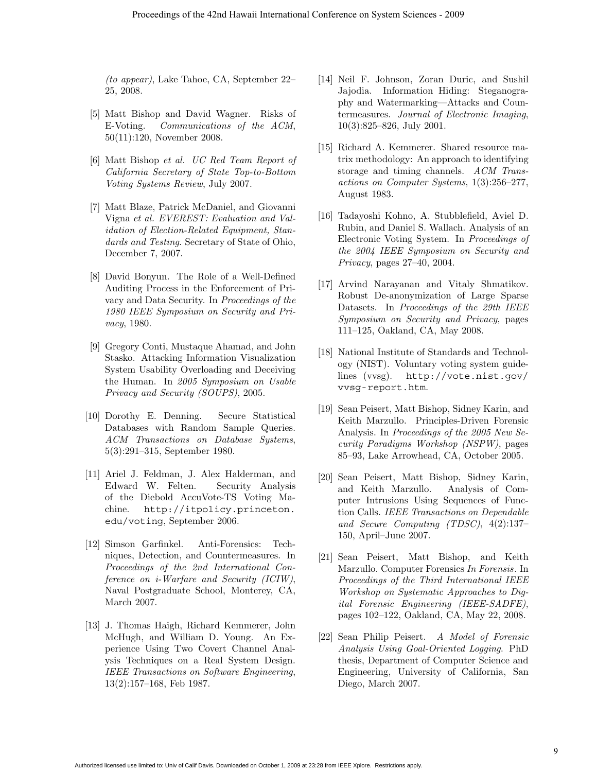*(to appear)*, Lake Tahoe, CA, September 22–25, 2008.

[5] Matt Bishop and David Wagner. Risks of E-Voting. *Communications of the ACM*, 50(11):120, November 2008.

[6] Matt Bishop *et al. UC Red Team Report of California Secretary of State Top-to-Bottom Voting Systems Review*, July 2007.

[7] Matt Blaze, Patrick McDaniel, and Giovanni Vigna *et al. EVEREST: Evaluation and Validation of Election-Related Equipment, Standards and Testing*. Secretary of State of Ohio, December 7, 2007.

[8] David Bonyun. The Role of a Well-Defined Auditing Process in the Enforcement of Privacy and Data Security. In *Proceedings of the 1980 IEEE Symposium on Security and Privacy*, 1980.

[9] Gregory Conti, Mustaque Ahamad, and John Stasko. Attacking Information Visualization System Usability Overloading and Deceiving the Human. In *2005 Symposium on Usable Privacy and Security (SOUPS)*, 2005.

[10] Dorothy E. Denning. Secure Statistical Databases with Random Sample Queries. *ACM Transactions on Database Systems*, 5(3):291–315, September 1980.

[11] Ariel J. Feldman, J. Alex Halderman, and Edward W. Felten. Security Analysis of the Diebold AccuVote-TS Voting Machine. `http://itpolicy.princeton.edu/voting`, September 2006.

[12] Simson Garfinkel. Anti-Forensics: Techniques, Detection, and Countermeasures. In *Proceedings of the 2nd International Conference on i-Warfare and Security (ICIW)*, Naval Postgraduate School, Monterey, CA, March 2007.

[13] J. Thomas Haigh, Richard Kemmerer, John McHugh, and William D. Young. An Experience Using Two Covert Channel Analysis Techniques on a Real System Design. *IEEE Transactions on Software Engineering*, 13(2):157–168, Feb 1987.

[14] Neil F. Johnson, Zoran Duric, and Sushil Jajodia. Information Hiding: Steganography and Watermarking—Attacks and Countermeasures. *Journal of Electronic Imaging*, 10(3):825–826, July 2001.

[15] Richard A. Kemmerer. Shared resource matrix methodology: An approach to identifying storage and timing channels. *ACM Transactions on Computer Systems*, 1(3):256–277, August 1983.

[16] Tadayoshi Kohno, A. Stubblefield, Aviel D. Rubin, and Daniel S. Wallach. Analysis of an Electronic Voting System. In *Proceedings of the 2004 IEEE Symposium on Security and Privacy*, pages 27–40, 2004.

[17] Arvind Narayanan and Vitaly Shmatikov. Robust De-anonymization of Large Sparse Datasets. In *Proceedings of the 29th IEEE Symposium on Security and Privacy*, pages 111–125, Oakland, CA, May 2008.

[18] National Institute of Standards and Technology (NIST). Voluntary voting system guidelines (vvsg). `http://vote.nist.gov/vvsg-report.htm`.

[19] Sean Peisert, Matt Bishop, Sidney Karin, and Keith Marzullo. Principles-Driven Forensic Analysis. In *Proceedings of the 2005 New Security Paradigms Workshop (NSPW)*, pages 85–93, Lake Arrowhead, CA, October 2005.

[20] Sean Peisert, Matt Bishop, Sidney Karin, and Keith Marzullo. Analysis of Computer Intrusions Using Sequences of Function Calls. *IEEE Transactions on Dependable and Secure Computing (TDSC)*, 4(2):137–150, April–June 2007.

[21] Sean Peisert, Matt Bishop, and Keith Marzullo. Computer Forensics *In Forensis*. In *Proceedings of the Third International IEEE Workshop on Systematic Approaches to Digital Forensic Engineering (IEEE-SADFE)*, pages 102–122, Oakland, CA, May 22, 2008.

[22] Sean Philip Peisert. *A Model of Forensic Analysis Using Goal-Oriented Logging*. PhD thesis, Department of Computer Science and Engineering, University of California, San Diego, March 2007.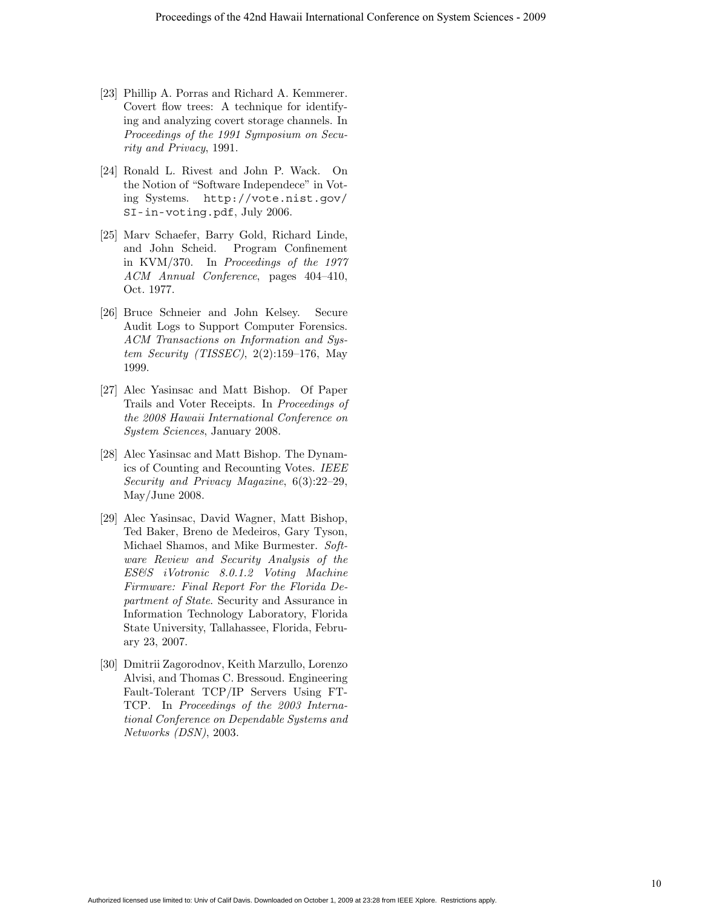[23] Phillip A. Porras and Richard A. Kemmerer. Covert flow trees: A technique for identifying and analyzing covert storage channels. In *Proceedings of the 1991 Symposium on Security and Privacy*, 1991.

[24] Ronald L. Rivest and John P. Wack. On the Notion of "Software Independece" in Voting Systems. `http://vote.nist.gov/SI-in-voting.pdf`, July 2006.

[25] Marv Schaefer, Barry Gold, Richard Linde, and John Scheid. Program Confinement in KVM/370. In *Proceedings of the 1977 ACM Annual Conference*, pages 404–410, Oct. 1977.

[26] Bruce Schneier and John Kelsey. Secure Audit Logs to Support Computer Forensics. *ACM Transactions on Information and System Security (TISSEC)*, 2(2):159–176, May 1999.

[27] Alec Yasinsac and Matt Bishop. Of Paper Trails and Voter Receipts. In *Proceedings of the 2008 Hawaii International Conference on System Sciences*, January 2008.

[28] Alec Yasinsac and Matt Bishop. The Dynamics of Counting and Recounting Votes. *IEEE Security and Privacy Magazine*, 6(3):22–29, May/June 2008.

[29] Alec Yasinsac, David Wagner, Matt Bishop, Ted Baker, Breno de Medeiros, Gary Tyson, Michael Shamos, and Mike Burmester. *Software Review and Security Analysis of the ES&S iVotronic 8.0.1.2 Voting Machine Firmware: Final Report For the Florida Department of State*. Security and Assurance in Information Technology Laboratory, Florida State University, Tallahassee, Florida, February 23, 2007.

[30] Dmitrii Zagorodnov, Keith Marzullo, Lorenzo Alvisi, and Thomas C. Bressoud. Engineering Fault-Tolerant TCP/IP Servers Using FT-TCP. In *Proceedings of the 2003 International Conference on Dependable Systems and Networks (DSN)*, 2003.